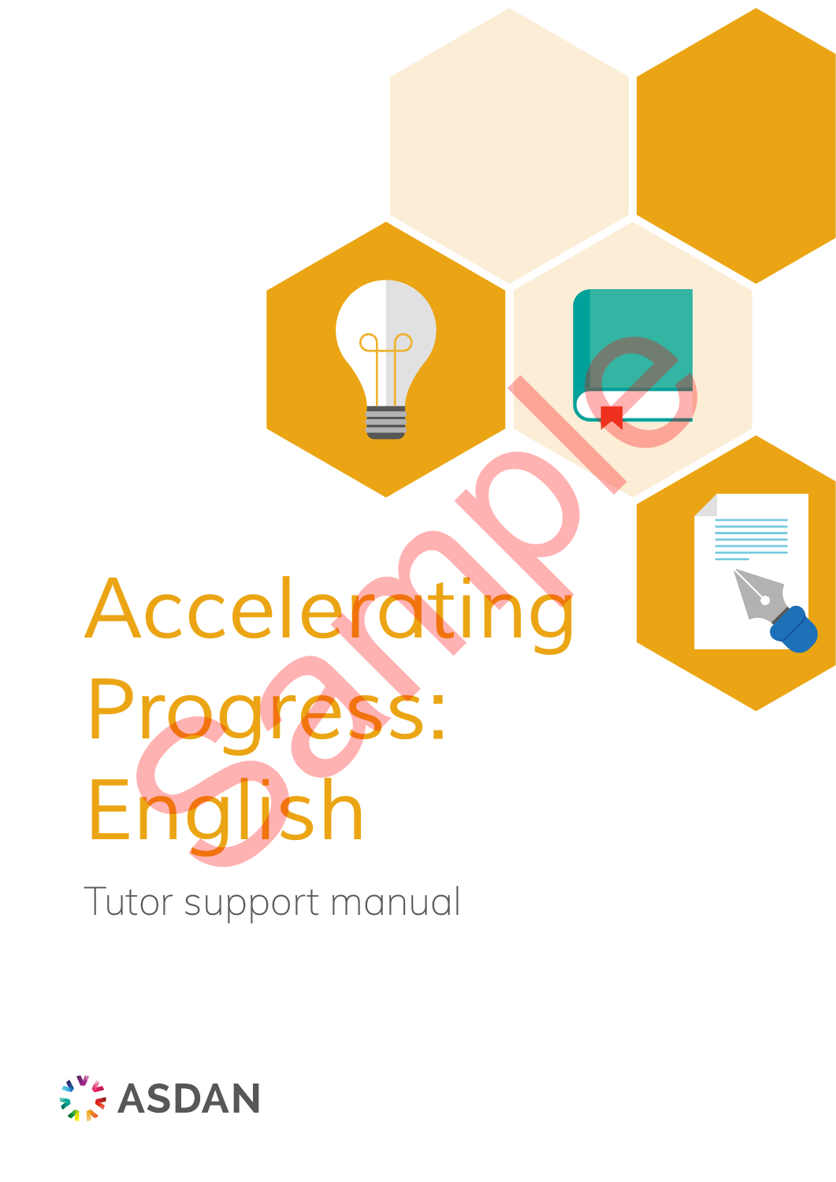# Accelerating Progress: English

Tutor support manual

ASDAN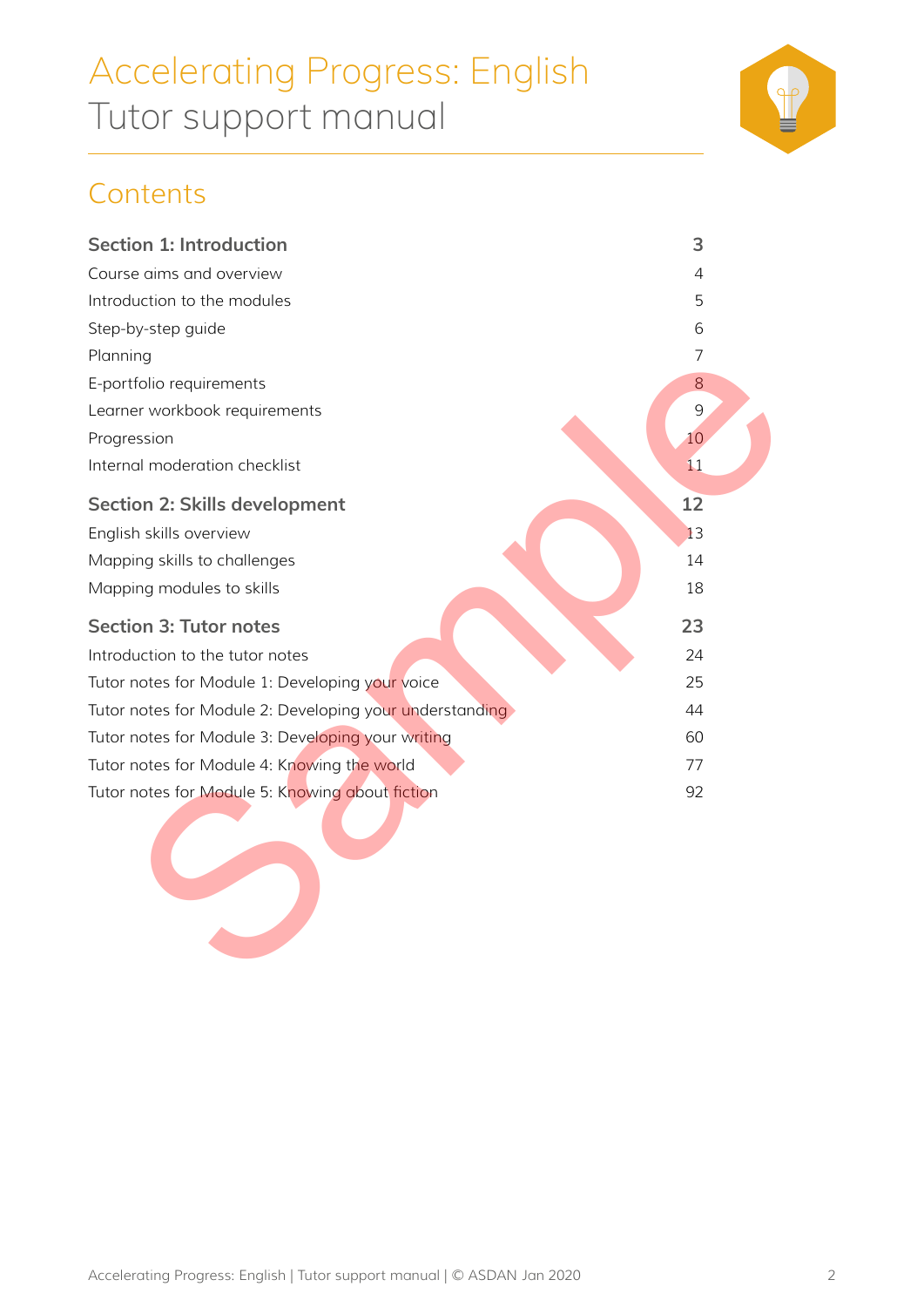# Accelerating Progress: English

Tutor support manual

## Contents

| | |
|---|---|
| **Section 1: Introduction** | **3** |
| Course aims and overview | 4 |
| Introduction to the modules | 5 |
| Step-by-step guide | 6 |
| Planning | 7 |
| E-portfolio requirements | 8 |
| Learner workbook requirements | 9 |
| Progression | 10 |
| Internal moderation checklist | 11 |
| **Section 2: Skills development** | **12** |
| English skills overview | 13 |
| Mapping skills to challenges | 14 |
| Mapping modules to skills | 18 |
| **Section 3: Tutor notes** | **23** |
| Introduction to the tutor notes | 24 |
| Tutor notes for Module 1: Developing your voice | 25 |
| Tutor notes for Module 2: Developing your understanding | 44 |
| Tutor notes for Module 3: Developing your writing | 60 |
| Tutor notes for Module 4: Knowing the world | 77 |
| Tutor notes for Module 5: Knowing about fiction | 92 |

Sample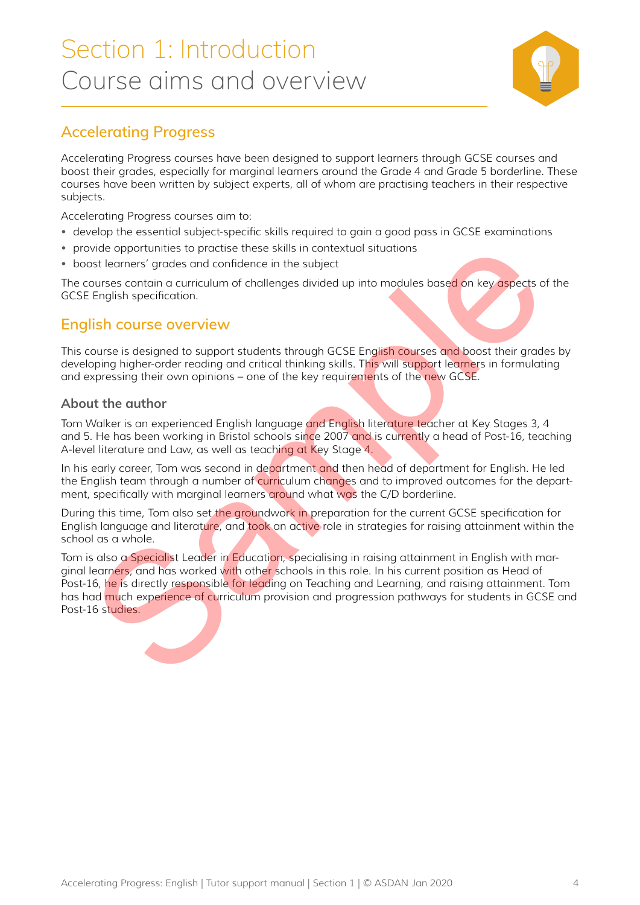# Section 1: Introduction
# Course aims and overview

## Accelerating Progress

Accelerating Progress courses have been designed to support learners through GCSE courses and boost their grades, especially for marginal learners around the Grade 4 and Grade 5 borderline. These courses have been written by subject experts, all of whom are practising teachers in their respective subjects.

Accelerating Progress courses aim to:

- develop the essential subject-specific skills required to gain a good pass in GCSE examinations
- provide opportunities to practise these skills in contextual situations
- boost learners' grades and confidence in the subject

The courses contain a curriculum of challenges divided up into modules based on key aspects of the GCSE English specification.

## English course overview

This course is designed to support students through GCSE English courses and boost their grades by developing higher-order reading and critical thinking skills. This will support learners in formulating and expressing their own opinions – one of the key requirements of the new GCSE.

### About the author

Tom Walker is an experienced English language and English literature teacher at Key Stages 3, 4 and 5. He has been working in Bristol schools since 2007 and is currently a head of Post-16, teaching A-level literature and Law, as well as teaching at Key Stage 4.

In his early career, Tom was second in department and then head of department for English. He led the English team through a number of curriculum changes and to improved outcomes for the department, specifically with marginal learners around what was the C/D borderline.

During this time, Tom also set the groundwork in preparation for the current GCSE specification for English language and literature, and took an active role in strategies for raising attainment within the school as a whole.

Tom is also a Specialist Leader in Education, specialising in raising attainment in English with marginal learners, and has worked with other schools in this role. In his current position as Head of Post-16, he is directly responsible for leading on Teaching and Learning, and raising attainment. Tom has had much experience of curriculum provision and progression pathways for students in GCSE and Post-16 studies.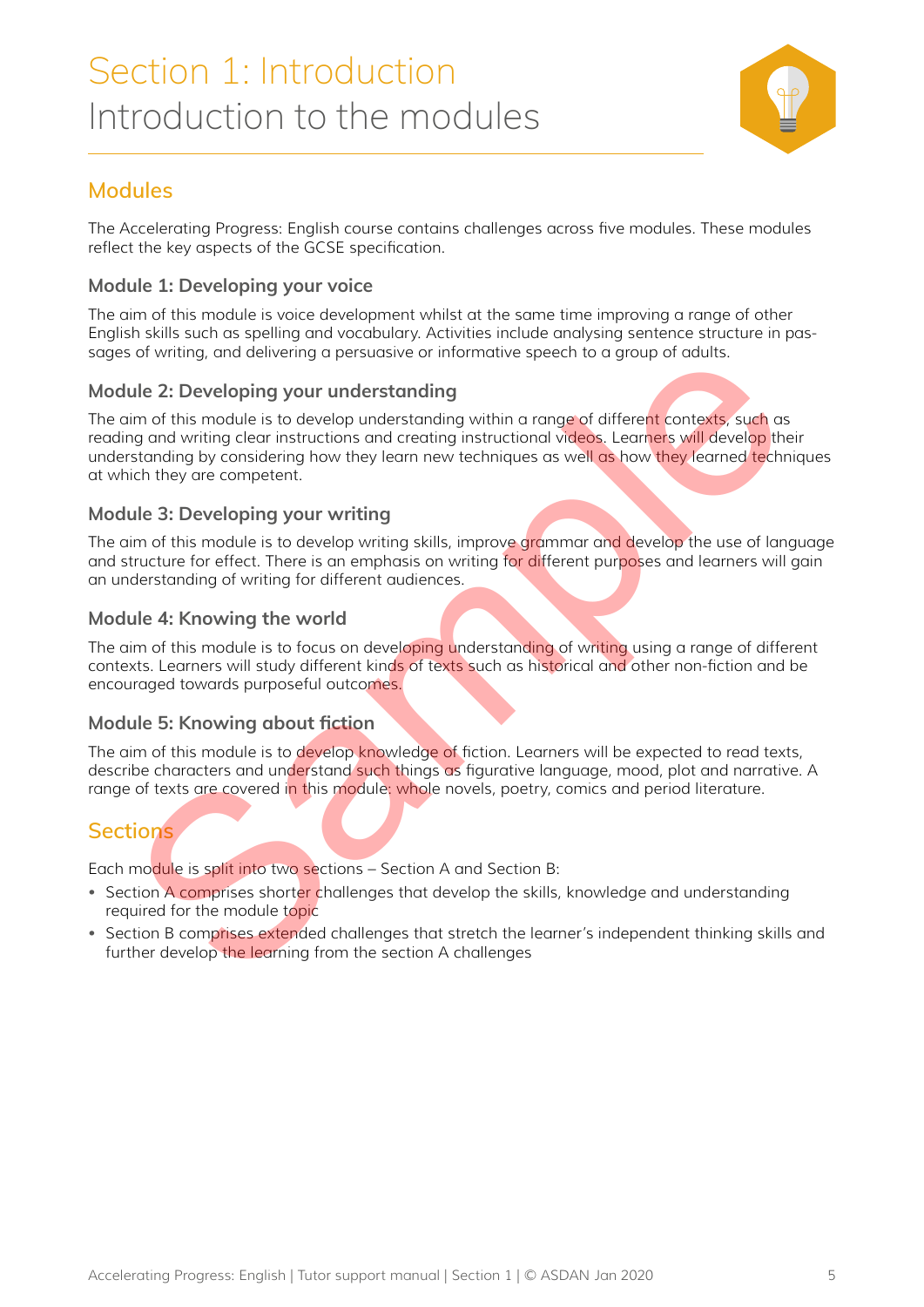# Section 1: Introduction
# Introduction to the modules

## Modules

The Accelerating Progress: English course contains challenges across five modules. These modules reflect the key aspects of the GCSE specification.

### Module 1: Developing your voice

The aim of this module is voice development whilst at the same time improving a range of other English skills such as spelling and vocabulary. Activities include analysing sentence structure in passages of writing, and delivering a persuasive or informative speech to a group of adults.

### Module 2: Developing your understanding

The aim of this module is to develop understanding within a range of different contexts, such as reading and writing clear instructions and creating instructional videos. Learners will develop their understanding by considering how they learn new techniques as well as how they learned techniques at which they are competent.

### Module 3: Developing your writing

The aim of this module is to develop writing skills, improve grammar and develop the use of language and structure for effect. There is an emphasis on writing for different purposes and learners will gain an understanding of writing for different audiences.

### Module 4: Knowing the world

The aim of this module is to focus on developing understanding of writing using a range of different contexts. Learners will study different kinds of texts such as historical and other non-fiction and be encouraged towards purposeful outcomes.

### Module 5: Knowing about fiction

The aim of this module is to develop knowledge of fiction. Learners will be expected to read texts, describe characters and understand such things as figurative language, mood, plot and narrative. A range of texts are covered in this module: whole novels, poetry, comics and period literature.

## Sections

Each module is split into two sections – Section A and Section B:

- Section A comprises shorter challenges that develop the skills, knowledge and understanding required for the module topic
- Section B comprises extended challenges that stretch the learner's independent thinking skills and further develop the learning from the section A challenges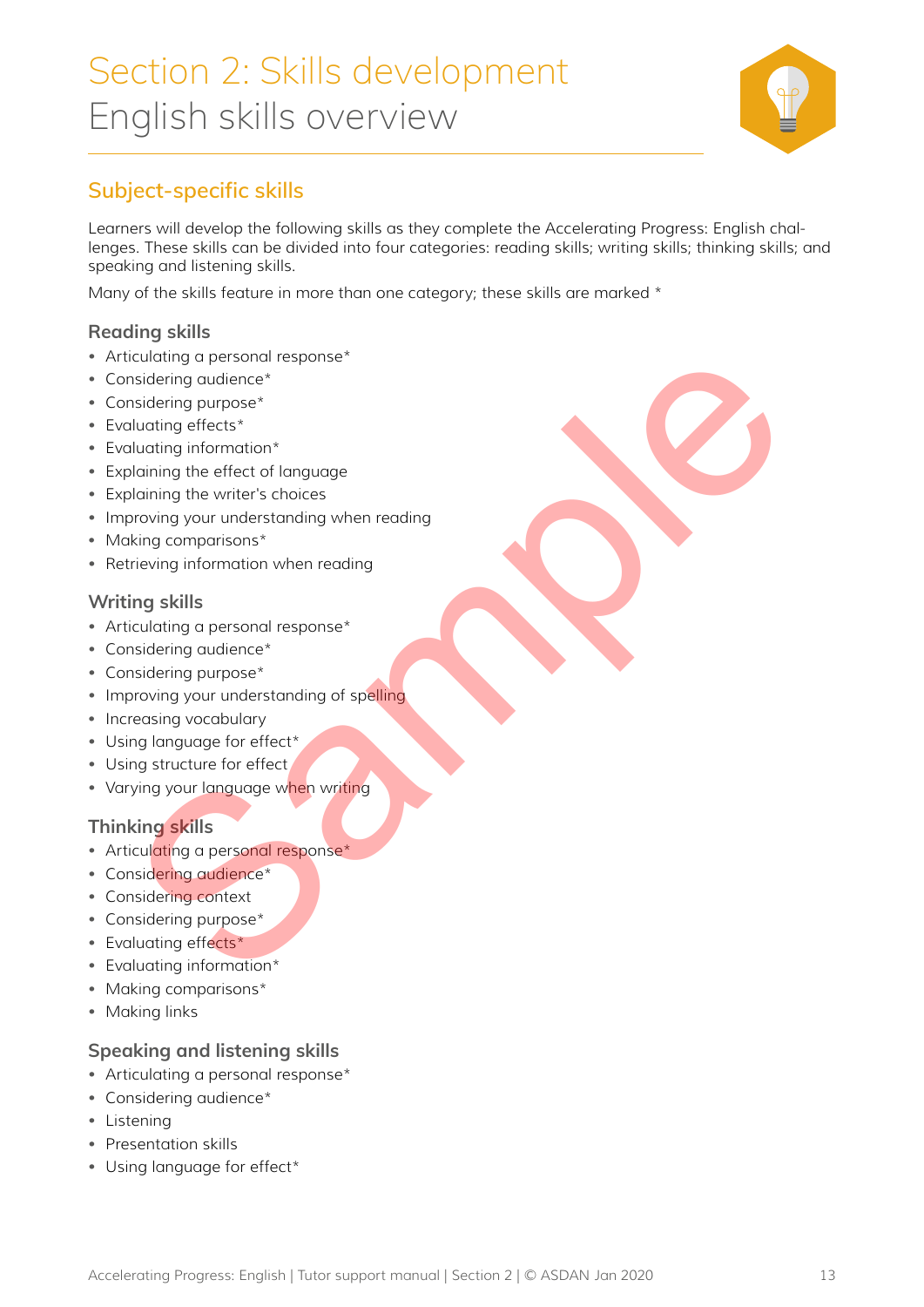# Section 2: Skills development
English skills overview

## Subject-specific skills

Learners will develop the following skills as they complete the Accelerating Progress: English challenges. These skills can be divided into four categories: reading skills; writing skills; thinking skills; and speaking and listening skills.

Many of the skills feature in more than one category; these skills are marked *

### Reading skills

- Articulating a personal response*
- Considering audience*
- Considering purpose*
- Evaluating effects*
- Evaluating information*
- Explaining the effect of language
- Explaining the writer's choices
- Improving your understanding when reading
- Making comparisons*
- Retrieving information when reading

### Writing skills

- Articulating a personal response*
- Considering audience*
- Considering purpose*
- Improving your understanding of spelling
- Increasing vocabulary
- Using language for effect*
- Using structure for effect
- Varying your language when writing

### Thinking skills

- Articulating a personal response*
- Considering audience*
- Considering context
- Considering purpose*
- Evaluating effects*
- Evaluating information*
- Making comparisons*
- Making links

### Speaking and listening skills

- Articulating a personal response*
- Considering audience*
- Listening
- Presentation skills
- Using language for effect*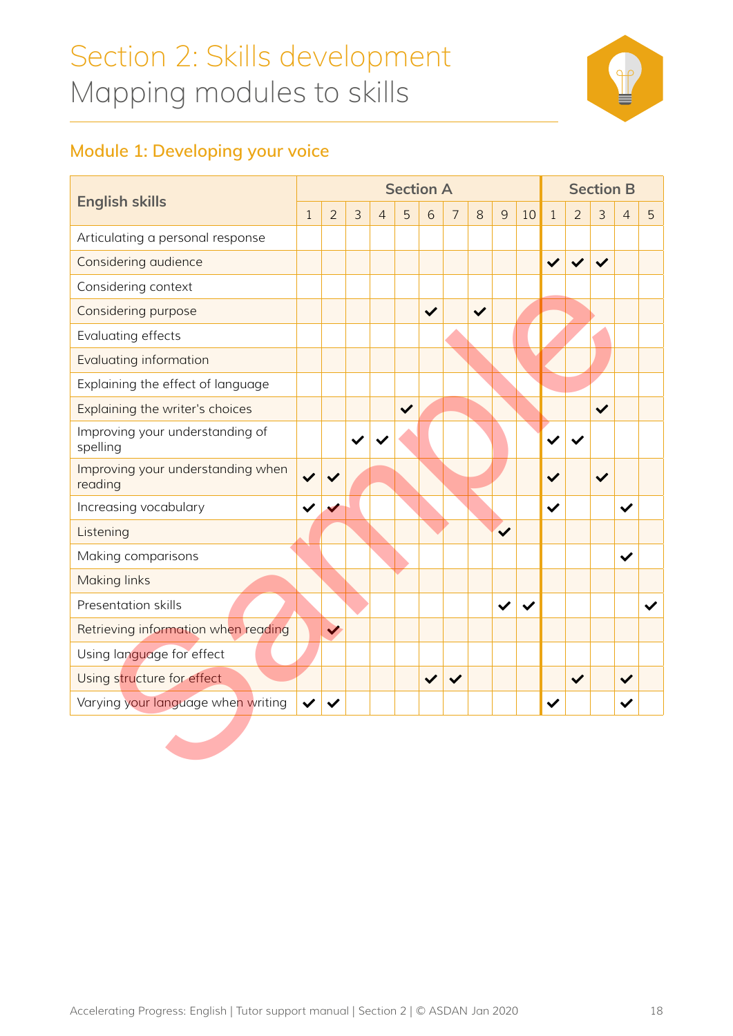# Section 2: Skills development
## Mapping modules to skills

### Module 1: Developing your voice

| English skills | Section A | | | | | | | | | | Section B | | | | |
|---|---|---|---|---|---|---|---|---|---|---|---|---|---|---|---|
| | 1 | 2 | 3 | 4 | 5 | 6 | 7 | 8 | 9 | 10 | 1 | 2 | 3 | 4 | 5 |
| Articulating a personal response | | | | | | | | | | | | | | | |
| Considering audience | | | | | | | | | | | ✔ | ✔ | ✔ | | |
| Considering context | | | | | | | | | | | | | | | |
| Considering purpose | | | | | | ✔ | | ✔ | | | | | | | |
| Evaluating effects | | | | | | | | | | | | | | | |
| Evaluating information | | | | | | | | | | | | | | | |
| Explaining the effect of language | | | | | | | | | | | | | | | |
| Explaining the writer's choices | | | | | ✔ | | | | | | | | ✔ | | |
| Improving your understanding of spelling | | | ✔ | ✔ | | | | | | | ✔ | ✔ | | | |
| Improving your understanding when reading | ✔ | ✔ | | | | | | | | | ✔ | | ✔ | | |
| Increasing vocabulary | ✔ | ✔ | | | | | | | | | ✔ | | | ✔ | |
| Listening | | | | | | | | | ✔ | | | | | | |
| Making comparisons | | | | | | | | | | | | | | ✔ | |
| Making links | | | | | | | | | | | | | | | |
| Presentation skills | | | | | | | | | ✔ | ✔ | | | | | ✔ |
| Retrieving information when reading | | ✔ | | | | | | | | | | | | | |
| Using language for effect | | | | | | | | | | | | | | | |
| Using structure for effect | | | | | | ✔ | ✔ | | | | | ✔ | | ✔ | |
| Varying your language when writing | ✔ | ✔ | | | | | | | | | ✔ | | | ✔ | |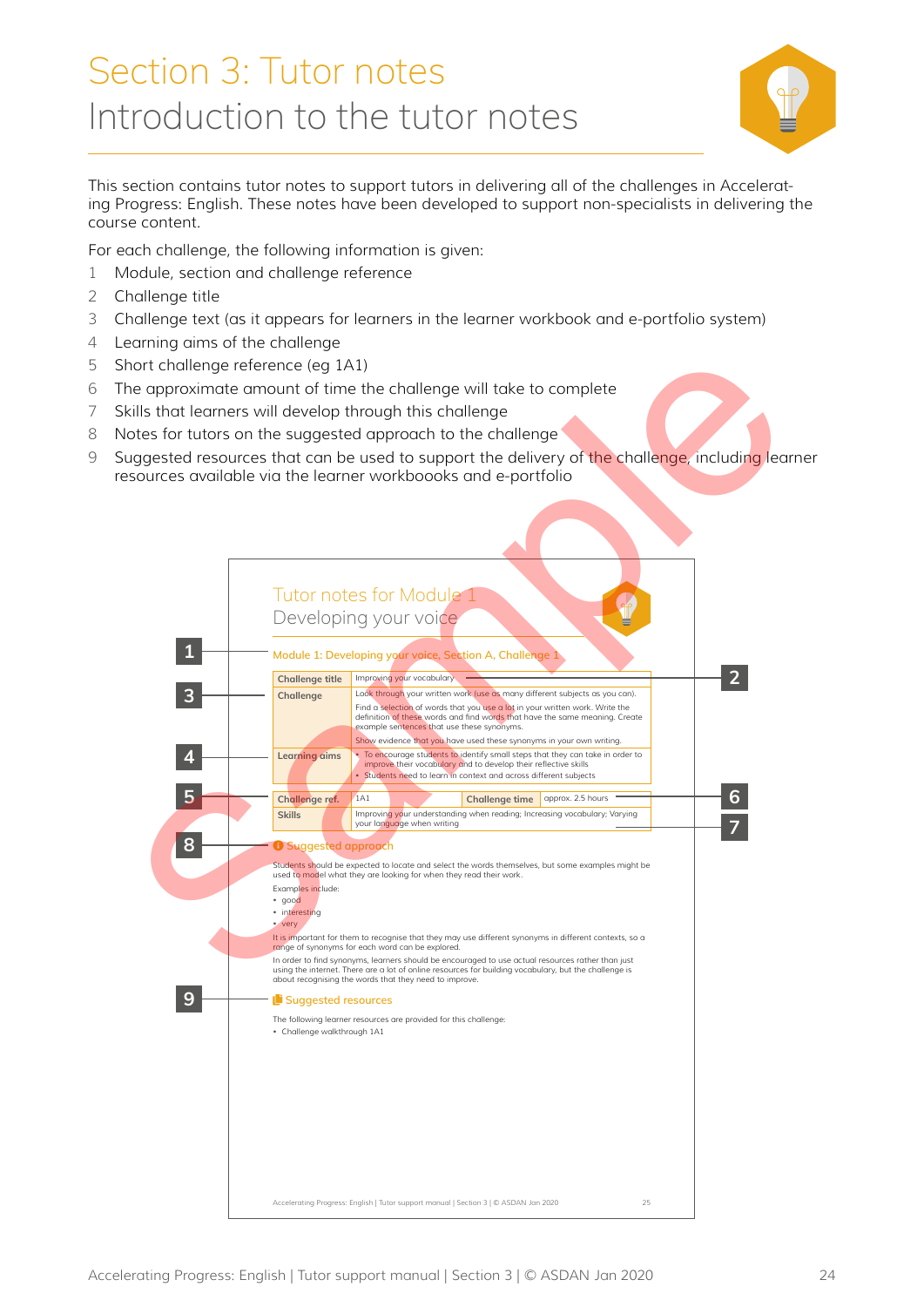# Section 3: Tutor notes

## Introduction to the tutor notes

This section contains tutor notes to support tutors in delivering all of the challenges in Accelerating Progress: English. These notes have been developed to support non-specialists in delivering the course content.

For each challenge, the following information is given:

1. Module, section and challenge reference
2. Challenge title
3. Challenge text (as it appears for learners in the learner workbook and e-portfolio system)
4. Learning aims of the challenge
5. Short challenge reference (eg 1A1)
6. The approximate amount of time the challenge will take to complete
7. Skills that learners will develop through this challenge
8. Notes for tutors on the suggested approach to the challenge
9. Suggested resources that can be used to support the delivery of the challenge, including learner resources available via the learner workboooks and e-portfolio

Tutor notes for Module 1
Developing your voice

1 — Module 1: Developing your voice, Section A, Challenge 1

| | |
|---|---|
| Challenge title | Improving your vocabulary (2) |
| Challenge (3) | Look through your written work (use as many different subjects as you can). Find a selection of words that you use a lot in your written work. Write the definition of these words and find words that have the same meaning. Create example sentences that use these synonyms. Show evidence that you have used these synonyms in your own writing. |
| Learning aims (4) | • To encourage students to identify small steps that they can take in order to improve their vocabulary and to develop their reflective skills<br>• Students need to learn in context and across different subjects |

| | | | |
|---|---|---|---|
| Challenge ref. (5) | 1A1 | Challenge time | approx. 2.5 hours (6) |
| Skills (7) | Improving your understanding when reading; Increasing vocabulary; Varying your language when writing | | |

8 — Suggested approach

Students should be expected to locate and select the words themselves, but some examples might be used to model what they are looking for when they read their work.

Examples include:
- good
- interesting
- very

It is important for them to recognise that they may use different synonyms in different contexts, so a range of synonyms for each word can be explored.

In order to find synonyms, learners should be encouraged to use actual resources rather than just using the internet. There are a lot of online resources for building vocabulary, but the challenge is about recognising the words that they need to improve.

9 — Suggested resources

The following learner resources are provided for this challenge:
- Challenge walkthrough 1A1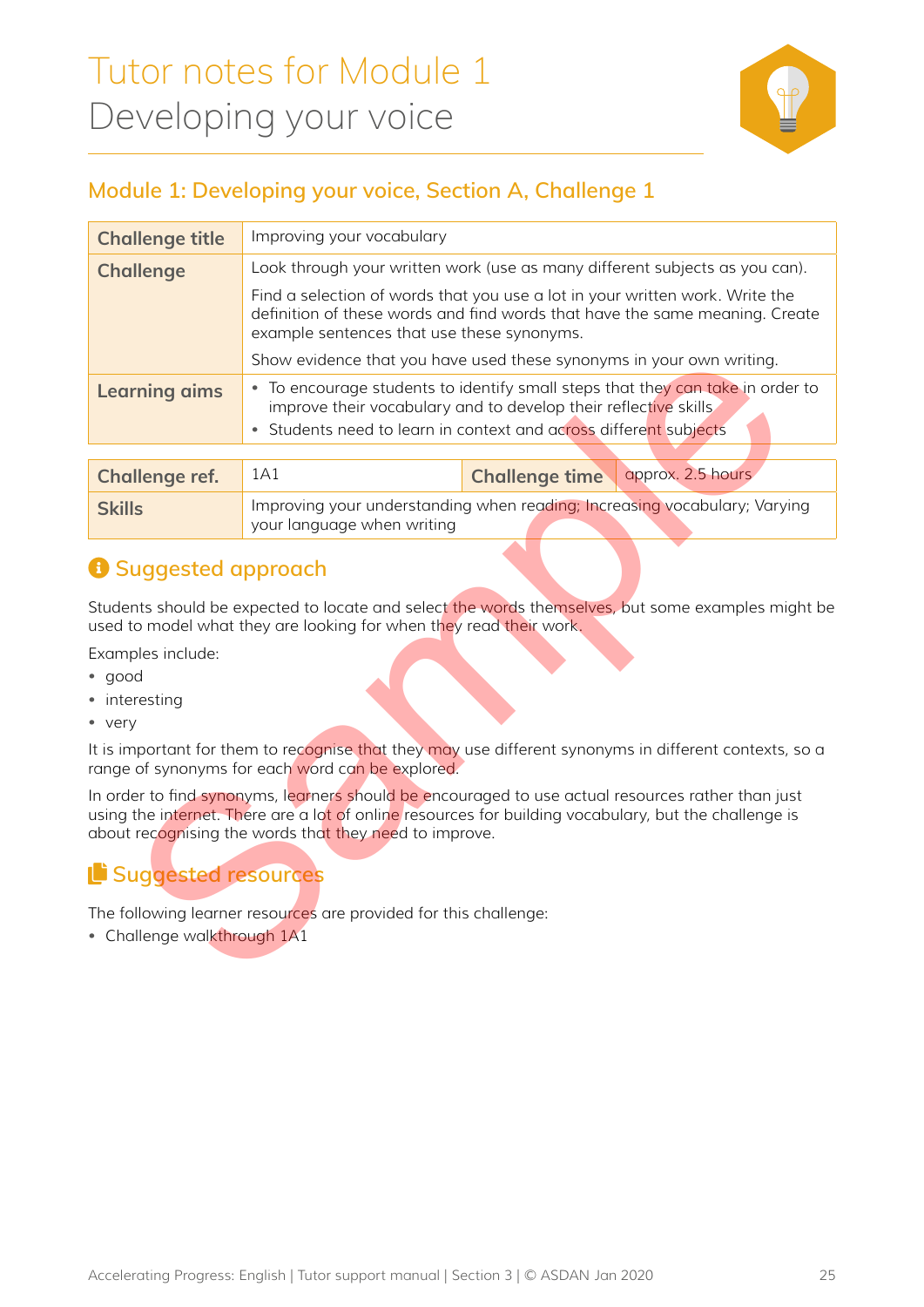# Tutor notes for Module 1
Developing your voice

## Module 1: Developing your voice, Section A, Challenge 1

| **Challenge title** | Improving your vocabulary |
|---|---|
| **Challenge** | Look through your written work (use as many different subjects as you can).<br><br>Find a selection of words that you use a lot in your written work. Write the definition of these words and find words that have the same meaning. Create example sentences that use these synonyms.<br><br>Show evidence that you have used these synonyms in your own writing. |
| **Learning aims** | • To encourage students to identify small steps that they can take in order to improve their vocabulary and to develop their reflective skills<br>• Students need to learn in context and across different subjects |

| **Challenge ref.** | 1A1 | **Challenge time** | approx. 2.5 hours |
|---|---|---|---|
| **Skills** | Improving your understanding when reading; Increasing vocabulary; Varying your language when writing | | |

### Suggested approach

Students should be expected to locate and select the words themselves, but some examples might be used to model what they are looking for when they read their work.

Examples include:

- good
- interesting
- very

It is important for them to recognise that they may use different synonyms in different contexts, so a range of synonyms for each word can be explored.

In order to find synonyms, learners should be encouraged to use actual resources rather than just using the internet. There are a lot of online resources for building vocabulary, but the challenge is about recognising the words that they need to improve.

### Suggested resources

The following learner resources are provided for this challenge:

- Challenge walkthrough 1A1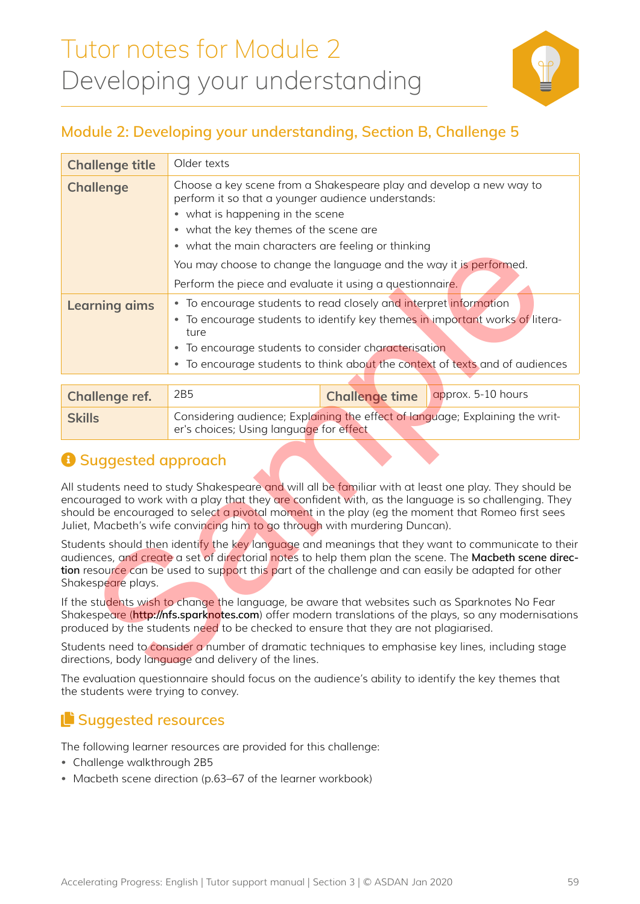# Tutor notes for Module 2
Developing your understanding

## Module 2: Developing your understanding, Section B, Challenge 5

| | |
|---|---|
| **Challenge title** | Older texts |
| **Challenge** | Choose a key scene from a Shakespeare play and develop a new way to perform it so that a younger audience understands:<br>• what is happening in the scene<br>• what the key themes of the scene are<br>• what the main characters are feeling or thinking<br>You may choose to change the language and the way it is performed.<br>Perform the piece and evaluate it using a questionnaire. |
| **Learning aims** | • To encourage students to read closely and interpret information<br>• To encourage students to identify key themes in important works of literature<br>• To encourage students to consider characterisation<br>• To encourage students to think about the context of texts and of audiences |

| | | | |
|---|---|---|---|
| **Challenge ref.** | 2B5 | **Challenge time** | approx. 5-10 hours |
| **Skills** | Considering audience; Explaining the effect of language; Explaining the writer's choices; Using language for effect | | |

### Suggested approach

All students need to study Shakespeare and will all be familiar with at least one play. They should be encouraged to work with a play that they are confident with, as the language is so challenging. They should be encouraged to select a pivotal moment in the play (eg the moment that Romeo first sees Juliet, Macbeth's wife convincing him to go through with murdering Duncan).

Students should then identify the key language and meanings that they want to communicate to their audiences, and create a set of directorial notes to help them plan the scene. The **Macbeth scene direction** resource can be used to support this part of the challenge and can easily be adapted for other Shakespeare plays.

If the students wish to change the language, be aware that websites such as Sparknotes No Fear Shakespeare (**http://nfs.sparknotes.com**) offer modern translations of the plays, so any modernisations produced by the students need to be checked to ensure that they are not plagiarised.

Students need to consider a number of dramatic techniques to emphasise key lines, including stage directions, body language and delivery of the lines.

The evaluation questionnaire should focus on the audience's ability to identify the key themes that the students were trying to convey.

### Suggested resources

The following learner resources are provided for this challenge:

- Challenge walkthrough 2B5
- Macbeth scene direction (p.63–67 of the learner workbook)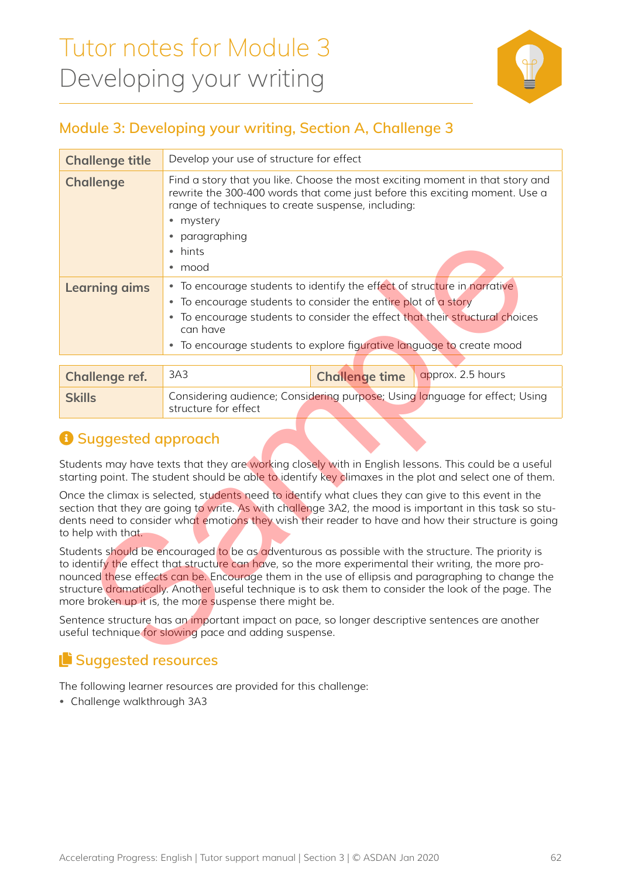# Tutor notes for Module 3
Developing your writing

## Module 3: Developing your writing, Section A, Challenge 3

| | |
|---|---|
| **Challenge title** | Develop your use of structure for effect |
| **Challenge** | Find a story that you like. Choose the most exciting moment in that story and rewrite the 300-400 words that come just before this exciting moment. Use a range of techniques to create suspense, including:<br>• mystery<br>• paragraphing<br>• hints<br>• mood |
| **Learning aims** | • To encourage students to identify the effect of structure in narrative<br>• To encourage students to consider the entire plot of a story<br>• To encourage students to consider the effect that their structural choices can have<br>• To encourage students to explore figurative language to create mood |

| | | | |
|---|---|---|---|
| **Challenge ref.** | 3A3 | **Challenge time** | approx. 2.5 hours |
| **Skills** | Considering audience; Considering purpose; Using language for effect; Using structure for effect | | |

### Suggested approach

Students may have texts that they are working closely with in English lessons. This could be a useful starting point. The student should be able to identify key climaxes in the plot and select one of them.

Once the climax is selected, students need to identify what clues they can give to this event in the section that they are going to write. As with challenge 3A2, the mood is important in this task so students need to consider what emotions they wish their reader to have and how their structure is going to help with that.

Students should be encouraged to be as adventurous as possible with the structure. The priority is to identify the effect that structure can have, so the more experimental their writing, the more pronounced these effects can be. Encourage them in the use of ellipsis and paragraphing to change the structure dramatically. Another useful technique is to ask them to consider the look of the page. The more broken up it is, the more suspense there might be.

Sentence structure has an important impact on pace, so longer descriptive sentences are another useful technique for slowing pace and adding suspense.

### Suggested resources

The following learner resources are provided for this challenge:

- Challenge walkthrough 3A3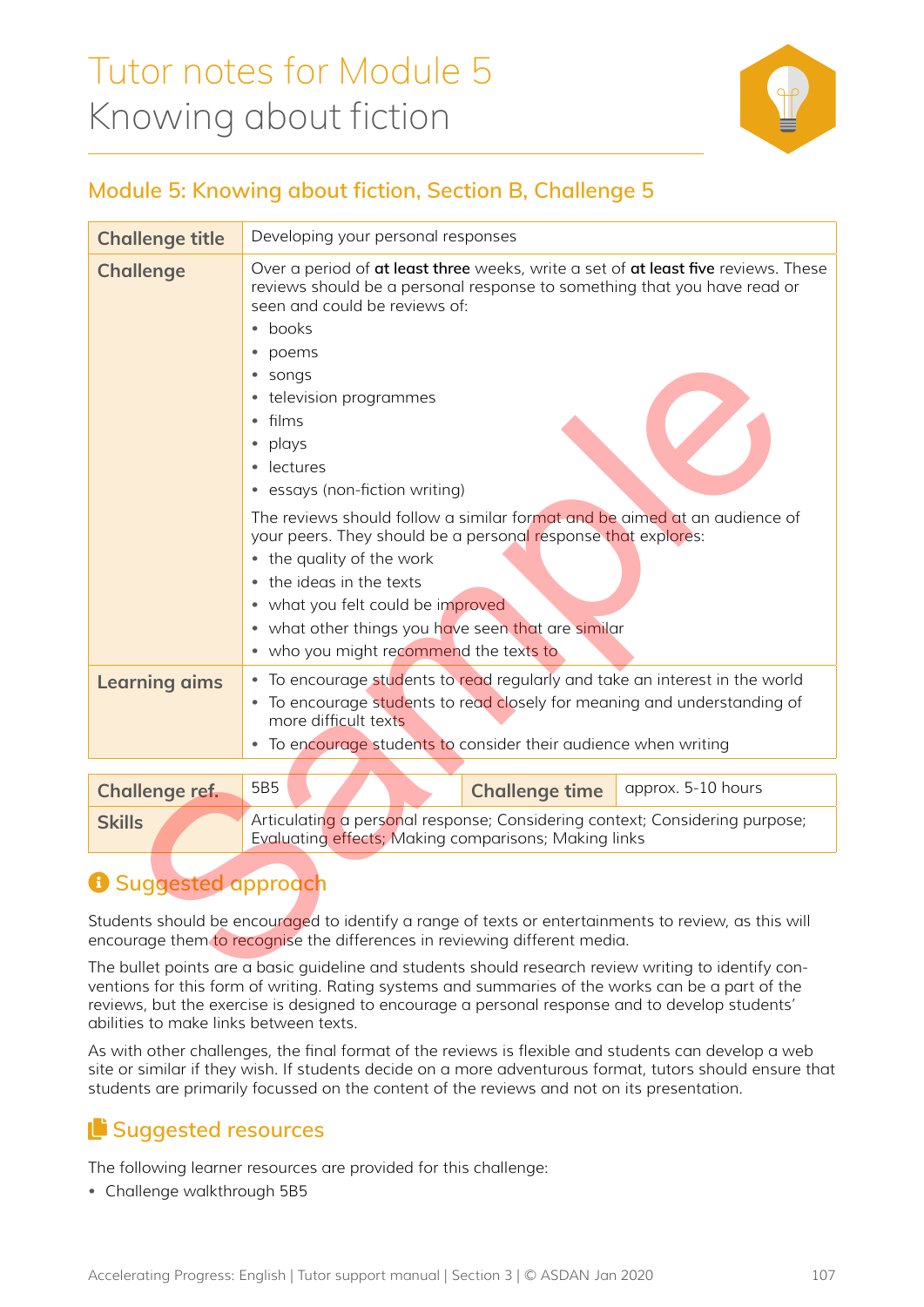# Tutor notes for Module 5
Knowing about fiction

## Module 5: Knowing about fiction, Section B, Challenge 5

| **Challenge title** | Developing your personal responses |
|---|---|
| **Challenge** | Over a period of **at least three** weeks, write a set of **at least five** reviews. These reviews should be a personal response to something that you have read or seen and could be reviews of:<br>• books<br>• poems<br>• songs<br>• television programmes<br>• films<br>• plays<br>• lectures<br>• essays (non-fiction writing)<br>The reviews should follow a similar format and be aimed at an audience of your peers. They should be a personal response that explores:<br>• the quality of the work<br>• the ideas in the texts<br>• what you felt could be improved<br>• what other things you have seen that are similar<br>• who you might recommend the texts to |
| **Learning aims** | • To encourage students to read regularly and take an interest in the world<br>• To encourage students to read closely for meaning and understanding of more difficult texts<br>• To encourage students to consider their audience when writing |

| **Challenge ref.** | 5B5 | **Challenge time** | approx. 5-10 hours |
|---|---|---|---|
| **Skills** | Articulating a personal response; Considering context; Considering purpose; Evaluating effects; Making comparisons; Making links | | |

### Suggested approach

Students should be encouraged to identify a range of texts or entertainments to review, as this will encourage them to recognise the differences in reviewing different media.

The bullet points are a basic guideline and students should research review writing to identify conventions for this form of writing. Rating systems and summaries of the works can be a part of the reviews, but the exercise is designed to encourage a personal response and to develop students' abilities to make links between texts.

As with other challenges, the final format of the reviews is flexible and students can develop a web site or similar if they wish. If students decide on a more adventurous format, tutors should ensure that students are primarily focussed on the content of the reviews and not on its presentation.

### Suggested resources

The following learner resources are provided for this challenge:

- Challenge walkthrough 5B5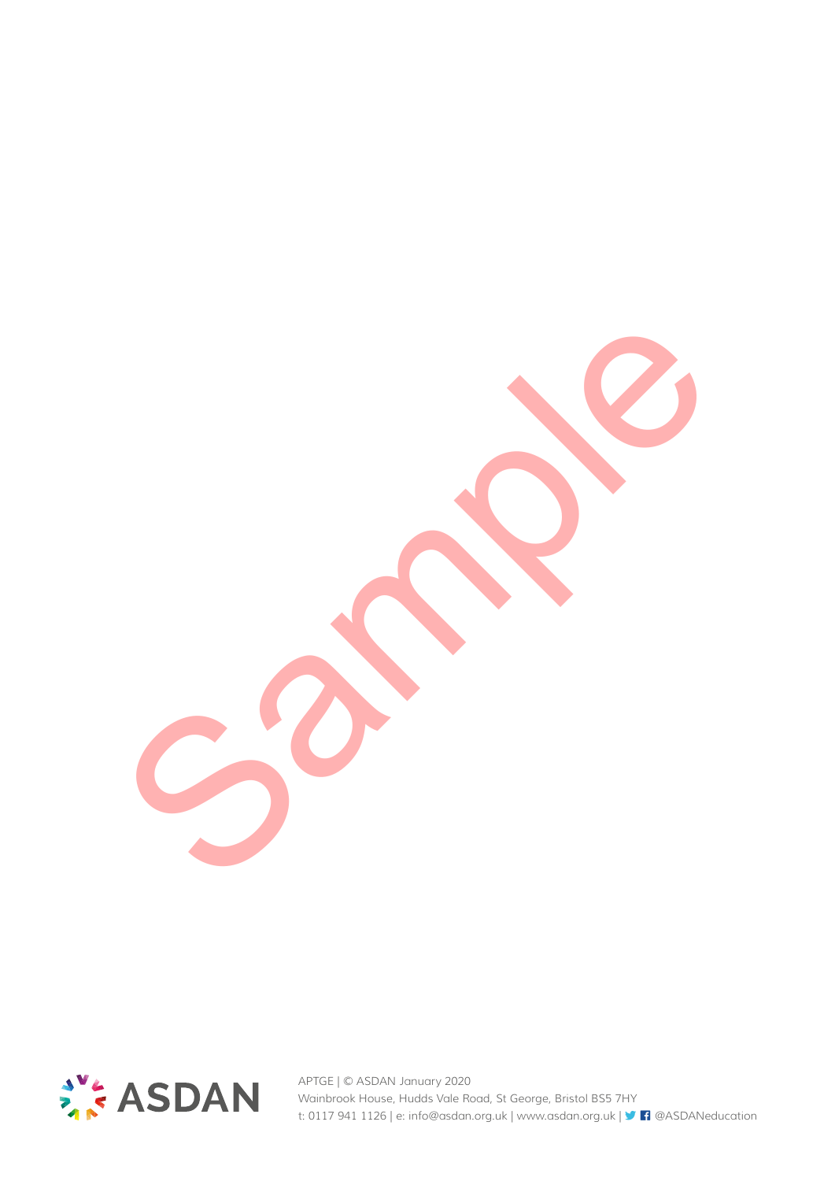ASDAN

APTGE | © ASDAN January 2020
Wainbrook House, Hudds Vale Road, St George, Bristol BS5 7HY
t: 0117 941 1126 | e: info@asdan.org.uk | www.asdan.org.uk | @ASDANeducation